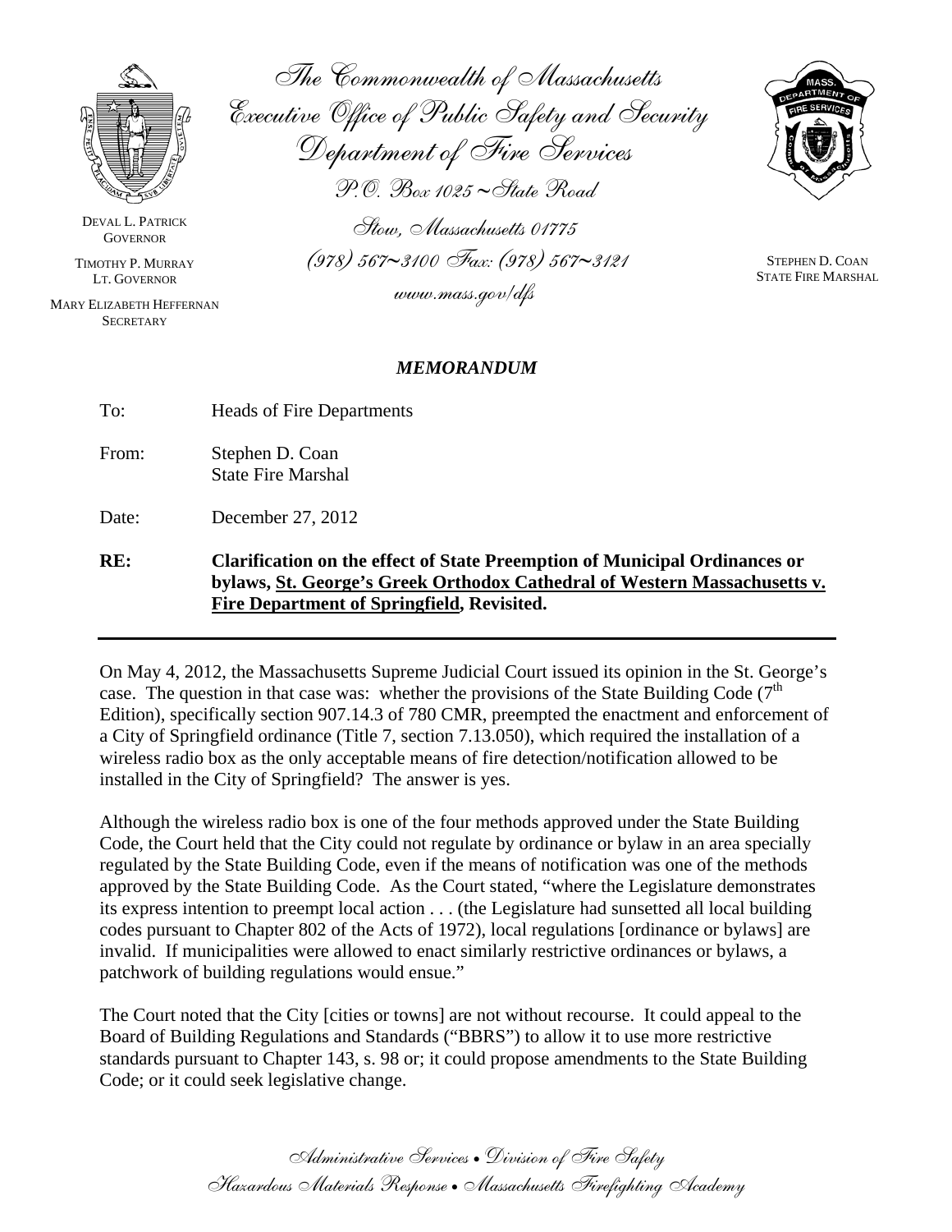The Commonwealth of Massachusetts
Executive Office of Public Safety and Security
Department of Fire Services
P.O. Box 1025 ~ State Road
Stow, Massachusetts 01775
(978) 567~3100 Fax: (978) 567~3121
www.mass.gov/dfs

DEVAL L. PATRICK
GOVERNOR

TIMOTHY P. MURRAY
LT. GOVERNOR

MARY ELIZABETH HEFFERNAN
SECRETARY

STEPHEN D. COAN
STATE FIRE MARSHAL

## *MEMORANDUM*

To: Heads of Fire Departments

From: Stephen D. Coan
State Fire Marshal

Date: December 27, 2012

**RE: Clarification on the effect of State Preemption of Municipal Ordinances or bylaws, St. George's Greek Orthodox Cathedral of Western Massachusetts v. Fire Department of Springfield, Revisited.**

---

On May 4, 2012, the Massachusetts Supreme Judicial Court issued its opinion in the St. George's case. The question in that case was: whether the provisions of the State Building Code (7th Edition), specifically section 907.14.3 of 780 CMR, preempted the enactment and enforcement of a City of Springfield ordinance (Title 7, section 7.13.050), which required the installation of a wireless radio box as the only acceptable means of fire detection/notification allowed to be installed in the City of Springfield? The answer is yes.

Although the wireless radio box is one of the four methods approved under the State Building Code, the Court held that the City could not regulate by ordinance or bylaw in an area specially regulated by the State Building Code, even if the means of notification was one of the methods approved by the State Building Code. As the Court stated, "where the Legislature demonstrates its express intention to preempt local action . . . (the Legislature had sunsetted all local building codes pursuant to Chapter 802 of the Acts of 1972), local regulations [ordinance or bylaws] are invalid. If municipalities were allowed to enact similarly restrictive ordinances or bylaws, a patchwork of building regulations would ensue."

The Court noted that the City [cities or towns] are not without recourse. It could appeal to the Board of Building Regulations and Standards ("BBRS") to allow it to use more restrictive standards pursuant to Chapter 143, s. 98 or; it could propose amendments to the State Building Code; or it could seek legislative change.

Administrative Services • Division of Fire Safety
Hazardous Materials Response • Massachusetts Firefighting Academy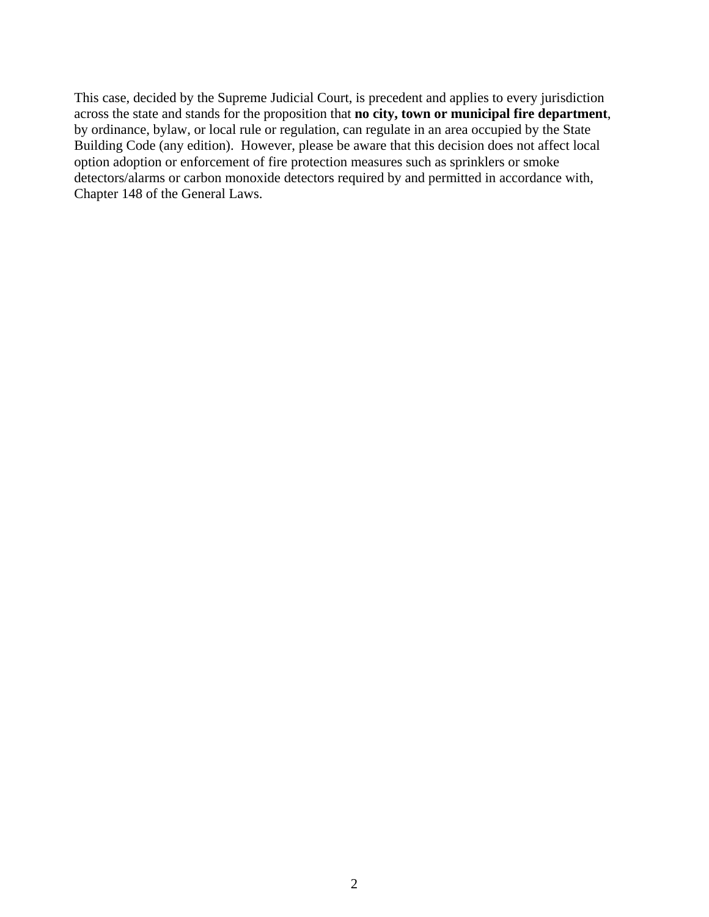This case, decided by the Supreme Judicial Court, is precedent and applies to every jurisdiction across the state and stands for the proposition that **no city, town or municipal fire department**, by ordinance, bylaw, or local rule or regulation, can regulate in an area occupied by the State Building Code (any edition). However, please be aware that this decision does not affect local option adoption or enforcement of fire protection measures such as sprinklers or smoke detectors/alarms or carbon monoxide detectors required by and permitted in accordance with, Chapter 148 of the General Laws.